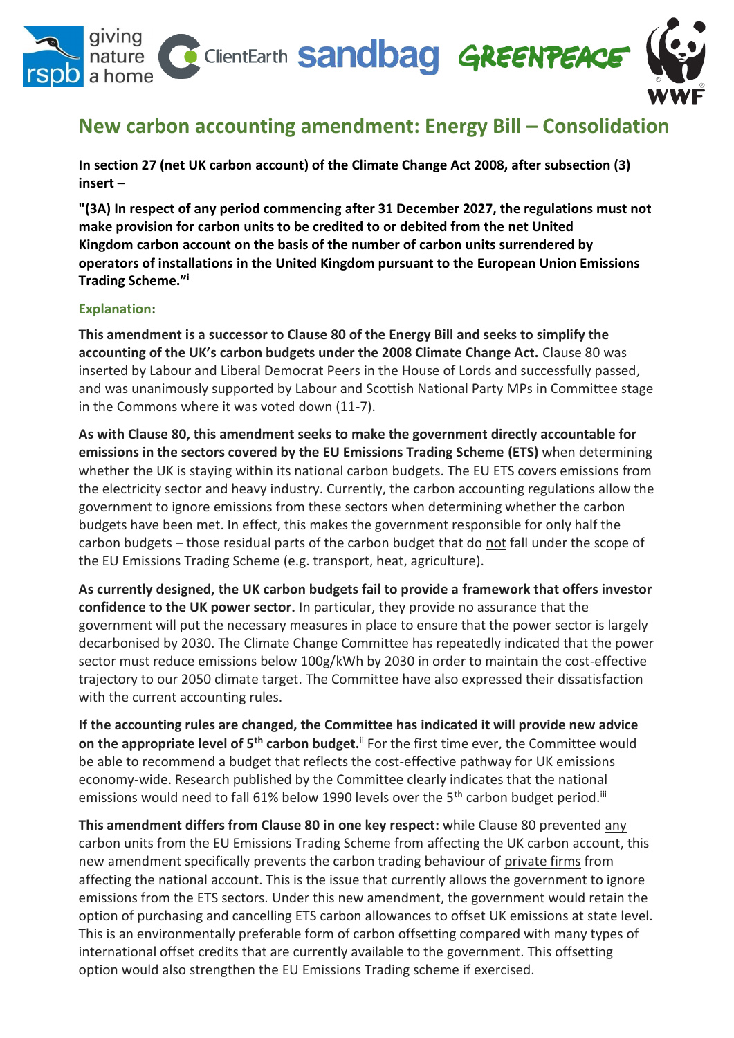# New carbon accounting amendment: Energy Bill – Consolidation

**In section 27 (net UK carbon account) of the Climate Change Act 2008, after subsection (3) insert –**

**"(3A) In respect of any period commencing after 31 December 2027, the regulations must not make provision for carbon units to be credited to or debited from the net United Kingdom carbon account on the basis of the number of carbon units surrendered by operators of installations in the United Kingdom pursuant to the European Union Emissions Trading Scheme."[i]**

### Explanation:

**This amendment is a successor to Clause 80 of the Energy Bill and seeks to simplify the accounting of the UK's carbon budgets under the 2008 Climate Change Act.** Clause 80 was inserted by Labour and Liberal Democrat Peers in the House of Lords and successfully passed, and was unanimously supported by Labour and Scottish National Party MPs in Committee stage in the Commons where it was voted down (11-7).

**As with Clause 80, this amendment seeks to make the government directly accountable for emissions in the sectors covered by the EU Emissions Trading Scheme (ETS)** when determining whether the UK is staying within its national carbon budgets. The EU ETS covers emissions from the electricity sector and heavy industry. Currently, the carbon accounting regulations allow the government to ignore emissions from these sectors when determining whether the carbon budgets have been met. In effect, this makes the government responsible for only half the carbon budgets – those residual parts of the carbon budget that do not fall under the scope of the EU Emissions Trading Scheme (e.g. transport, heat, agriculture).

**As currently designed, the UK carbon budgets fail to provide a framework that offers investor confidence to the UK power sector.** In particular, they provide no assurance that the government will put the necessary measures in place to ensure that the power sector is largely decarbonised by 2030. The Climate Change Committee has repeatedly indicated that the power sector must reduce emissions below 100g/kWh by 2030 in order to maintain the cost-effective trajectory to our 2050 climate target. The Committee have also expressed their dissatisfaction with the current accounting rules.

**If the accounting rules are changed, the Committee has indicated it will provide new advice on the appropriate level of 5th carbon budget.**[ii] For the first time ever, the Committee would be able to recommend a budget that reflects the cost-effective pathway for UK emissions economy-wide. Research published by the Committee clearly indicates that the national emissions would need to fall 61% below 1990 levels over the 5th carbon budget period.[iii]

**This amendment differs from Clause 80 in one key respect:** while Clause 80 prevented any carbon units from the EU Emissions Trading Scheme from affecting the UK carbon account, this new amendment specifically prevents the carbon trading behaviour of private firms from affecting the national account. This is the issue that currently allows the government to ignore emissions from the ETS sectors. Under this new amendment, the government would retain the option of purchasing and cancelling ETS carbon allowances to offset UK emissions at state level. This is an environmentally preferable form of carbon offsetting compared with many types of international offset credits that are currently available to the government. This offsetting option would also strengthen the EU Emissions Trading scheme if exercised.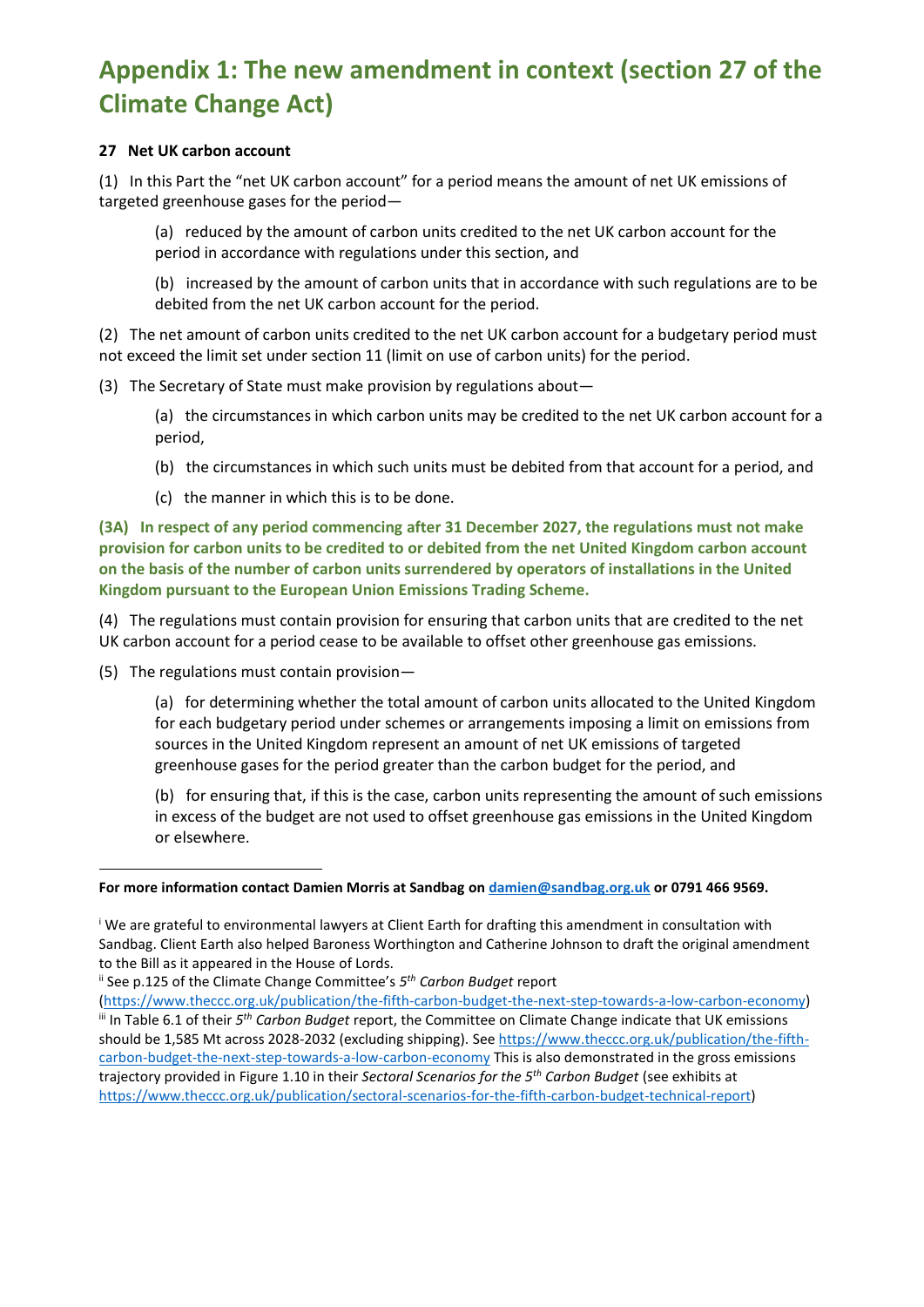# Appendix 1: The new amendment in context (section 27 of the Climate Change Act)

**27 Net UK carbon account**

(1) In this Part the "net UK carbon account" for a period means the amount of net UK emissions of targeted greenhouse gases for the period—

> (a) reduced by the amount of carbon units credited to the net UK carbon account for the period in accordance with regulations under this section, and
>
> (b) increased by the amount of carbon units that in accordance with such regulations are to be debited from the net UK carbon account for the period.

(2) The net amount of carbon units credited to the net UK carbon account for a budgetary period must not exceed the limit set under section 11 (limit on use of carbon units) for the period.

(3) The Secretary of State must make provision by regulations about—

> (a) the circumstances in which carbon units may be credited to the net UK carbon account for a period,
>
> (b) the circumstances in which such units must be debited from that account for a period, and
>
> (c) the manner in which this is to be done.

**(3A) In respect of any period commencing after 31 December 2027, the regulations must not make provision for carbon units to be credited to or debited from the net United Kingdom carbon account on the basis of the number of carbon units surrendered by operators of installations in the United Kingdom pursuant to the European Union Emissions Trading Scheme.**

(4) The regulations must contain provision for ensuring that carbon units that are credited to the net UK carbon account for a period cease to be available to offset other greenhouse gas emissions.

(5) The regulations must contain provision—

> (a) for determining whether the total amount of carbon units allocated to the United Kingdom for each budgetary period under schemes or arrangements imposing a limit on emissions from sources in the United Kingdom represent an amount of net UK emissions of targeted greenhouse gases for the period greater than the carbon budget for the period, and
>
> (b) for ensuring that, if this is the case, carbon units representing the amount of such emissions in excess of the budget are not used to offset greenhouse gas emissions in the United Kingdom or elsewhere.

---

**For more information contact Damien Morris at Sandbag on damien@sandbag.org.uk or 0791 466 9569.**

[i] We are grateful to environmental lawyers at Client Earth for drafting this amendment in consultation with Sandbag. Client Earth also helped Baroness Worthington and Catherine Johnson to draft the original amendment to the Bill as it appeared in the House of Lords.

[ii] See p.125 of the Climate Change Committee's *5th Carbon Budget* report (https://www.theccc.org.uk/publication/the-fifth-carbon-budget-the-next-step-towards-a-low-carbon-economy)

[iii] In Table 6.1 of their *5th Carbon Budget* report, the Committee on Climate Change indicate that UK emissions should be 1,585 Mt across 2028-2032 (excluding shipping). See https://www.theccc.org.uk/publication/the-fifth-carbon-budget-the-next-step-towards-a-low-carbon-economy This is also demonstrated in the gross emissions trajectory provided in Figure 1.10 in their *Sectoral Scenarios for the 5th Carbon Budget* (see exhibits at https://www.theccc.org.uk/publication/sectoral-scenarios-for-the-fifth-carbon-budget-technical-report)